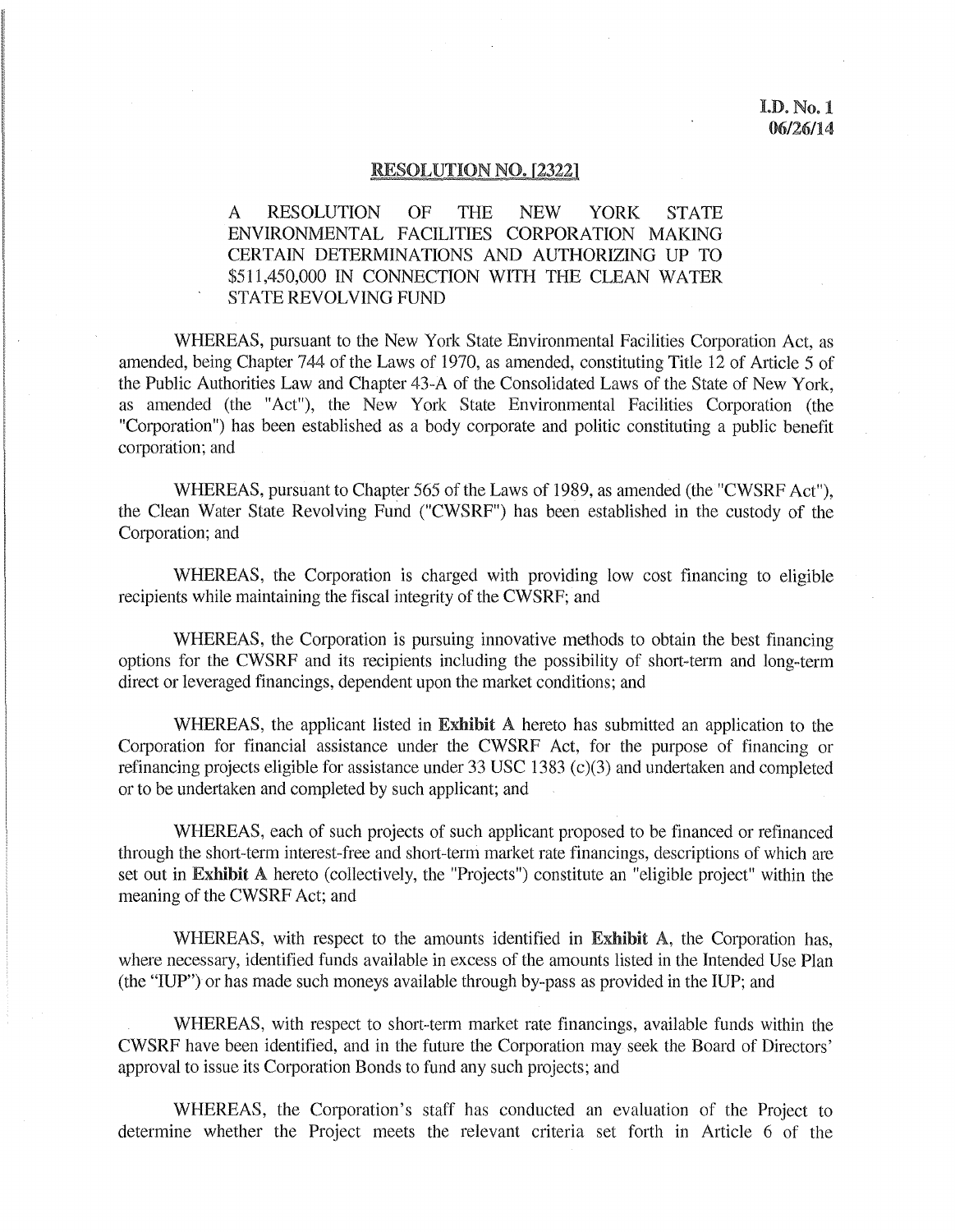I.D. No. 1
06/26/14

**RESOLUTION NO. [2322]**

A RESOLUTION OF THE NEW YORK STATE ENVIRONMENTAL FACILITIES CORPORATION MAKING CERTAIN DETERMINATIONS AND AUTHORIZING UP TO $511,450,000 IN CONNECTION WITH THE CLEAN WATER STATE REVOLVING FUND

WHEREAS, pursuant to the New York State Environmental Facilities Corporation Act, as amended, being Chapter 744 of the Laws of 1970, as amended, constituting Title 12 of Article 5 of the Public Authorities Law and Chapter 43-A of the Consolidated Laws of the State of New York, as amended (the "Act"), the New York State Environmental Facilities Corporation (the "Corporation") has been established as a body corporate and politic constituting a public benefit corporation; and

WHEREAS, pursuant to Chapter 565 of the Laws of 1989, as amended (the "CWSRF Act"), the Clean Water State Revolving Fund ("CWSRF") has been established in the custody of the Corporation; and

WHEREAS, the Corporation is charged with providing low cost financing to eligible recipients while maintaining the fiscal integrity of the CWSRF; and

WHEREAS, the Corporation is pursuing innovative methods to obtain the best financing options for the CWSRF and its recipients including the possibility of short-term and long-term direct or leveraged financings, dependent upon the market conditions; and

WHEREAS, the applicant listed in **Exhibit A** hereto has submitted an application to the Corporation for financial assistance under the CWSRF Act, for the purpose of financing or refinancing projects eligible for assistance under 33 USC 1383 (c)(3) and undertaken and completed or to be undertaken and completed by such applicant; and

WHEREAS, each of such projects of such applicant proposed to be financed or refinanced through the short-term interest-free and short-term market rate financings, descriptions of which are set out in **Exhibit A** hereto (collectively, the "Projects") constitute an "eligible project" within the meaning of the CWSRF Act; and

WHEREAS, with respect to the amounts identified in **Exhibit A**, the Corporation has, where necessary, identified funds available in excess of the amounts listed in the Intended Use Plan (the "IUP") or has made such moneys available through by-pass as provided in the IUP; and

WHEREAS, with respect to short-term market rate financings, available funds within the CWSRF have been identified, and in the future the Corporation may seek the Board of Directors' approval to issue its Corporation Bonds to fund any such projects; and

WHEREAS, the Corporation's staff has conducted an evaluation of the Project to determine whether the Project meets the relevant criteria set forth in Article 6 of the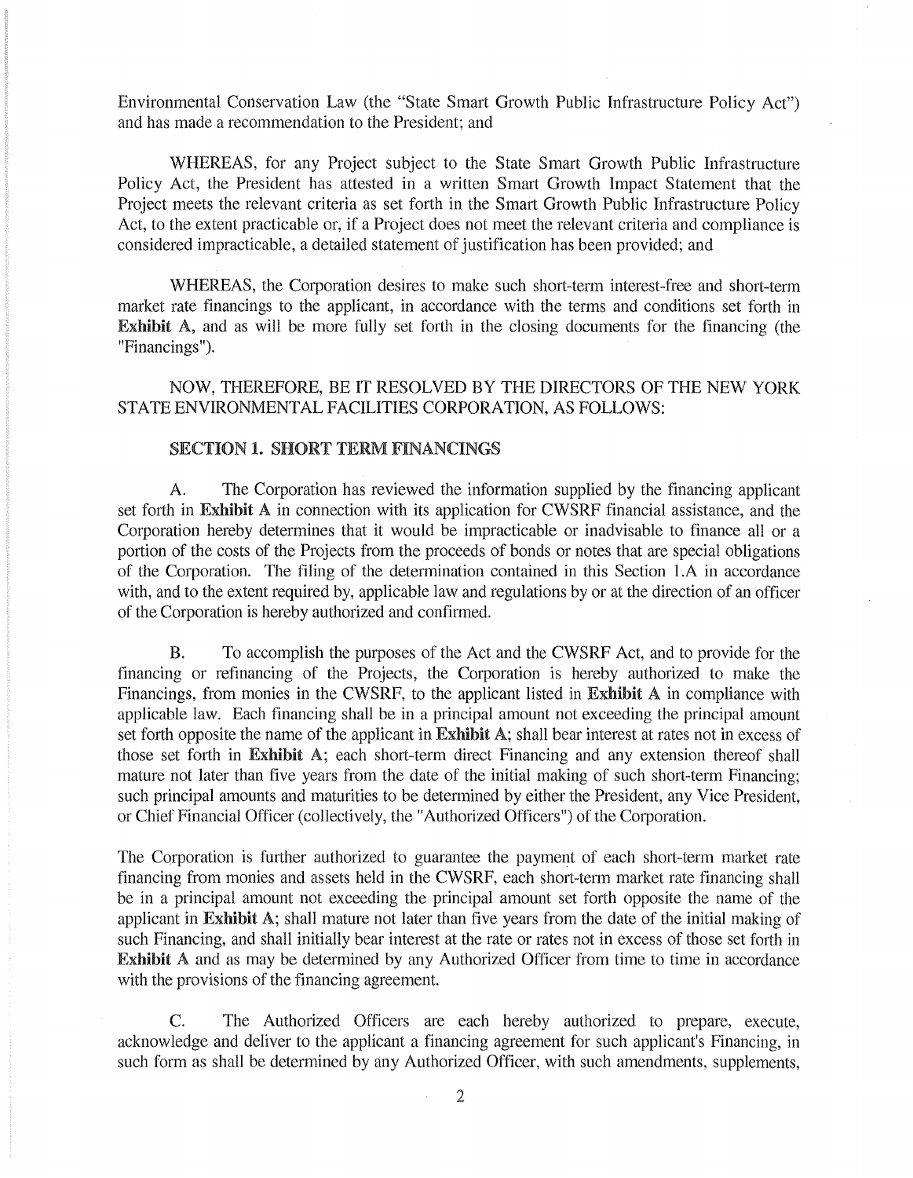Environmental Conservation Law (the "State Smart Growth Public Infrastructure Policy Act") and has made a recommendation to the President; and

WHEREAS, for any Project subject to the State Smart Growth Public Infrastructure Policy Act, the President has attested in a written Smart Growth Impact Statement that the Project meets the relevant criteria as set forth in the Smart Growth Public Infrastructure Policy Act, to the extent practicable or, if a Project does not meet the relevant criteria and compliance is considered impracticable, a detailed statement of justification has been provided; and

WHEREAS, the Corporation desires to make such short-term interest-free and short-term market rate financings to the applicant, in accordance with the terms and conditions set forth in **Exhibit A**, and as will be more fully set forth in the closing documents for the financing (the "Financings").

NOW, THEREFORE, BE IT RESOLVED BY THE DIRECTORS OF THE NEW YORK STATE ENVIRONMENTAL FACILITIES CORPORATION, AS FOLLOWS:

**SECTION 1. SHORT TERM FINANCINGS**

A. The Corporation has reviewed the information supplied by the financing applicant set forth in **Exhibit A** in connection with its application for CWSRF financial assistance, and the Corporation hereby determines that it would be impracticable or inadvisable to finance all or a portion of the costs of the Projects from the proceeds of bonds or notes that are special obligations of the Corporation. The filing of the determination contained in this Section 1.A in accordance with, and to the extent required by, applicable law and regulations by or at the direction of an officer of the Corporation is hereby authorized and confirmed.

B. To accomplish the purposes of the Act and the CWSRF Act, and to provide for the financing or refinancing of the Projects, the Corporation is hereby authorized to make the Financings, from monies in the CWSRF, to the applicant listed in **Exhibit A** in compliance with applicable law. Each financing shall be in a principal amount not exceeding the principal amount set forth opposite the name of the applicant in **Exhibit A**; shall bear interest at rates not in excess of those set forth in **Exhibit A**; each short-term direct Financing and any extension thereof shall mature not later than five years from the date of the initial making of such short-term Financing; such principal amounts and maturities to be determined by either the President, any Vice President, or Chief Financial Officer (collectively, the "Authorized Officers") of the Corporation.

The Corporation is further authorized to guarantee the payment of each short-term market rate financing from monies and assets held in the CWSRF, each short-term market rate financing shall be in a principal amount not exceeding the principal amount set forth opposite the name of the applicant in **Exhibit A**; shall mature not later than five years from the date of the initial making of such Financing, and shall initially bear interest at the rate or rates not in excess of those set forth in **Exhibit A** and as may be determined by any Authorized Officer from time to time in accordance with the provisions of the financing agreement.

C. The Authorized Officers are each hereby authorized to prepare, execute, acknowledge and deliver to the applicant a financing agreement for such applicant's Financing, in such form as shall be determined by any Authorized Officer, with such amendments, supplements,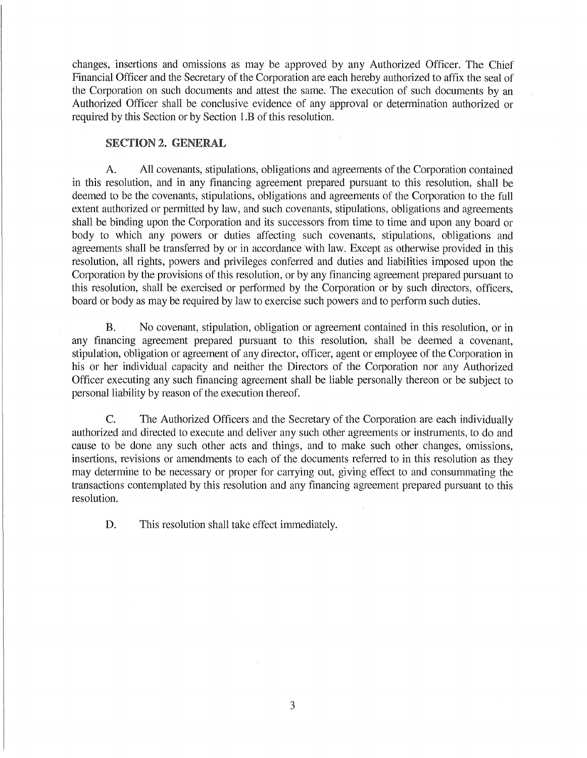changes, insertions and omissions as may be approved by any Authorized Officer. The Chief Financial Officer and the Secretary of the Corporation are each hereby authorized to affix the seal of the Corporation on such documents and attest the same. The execution of such documents by an Authorized Officer shall be conclusive evidence of any approval or determination authorized or required by this Section or by Section 1.B of this resolution.

## SECTION 2. GENERAL

A. All covenants, stipulations, obligations and agreements of the Corporation contained in this resolution, and in any financing agreement prepared pursuant to this resolution, shall be deemed to be the covenants, stipulations, obligations and agreements of the Corporation to the full extent authorized or permitted by law, and such covenants, stipulations, obligations and agreements shall be binding upon the Corporation and its successors from time to time and upon any board or body to which any powers or duties affecting such covenants, stipulations, obligations and agreements shall be transferred by or in accordance with law. Except as otherwise provided in this resolution, all rights, powers and privileges conferred and duties and liabilities imposed upon the Corporation by the provisions of this resolution, or by any financing agreement prepared pursuant to this resolution, shall be exercised or performed by the Corporation or by such directors, officers, board or body as may be required by law to exercise such powers and to perform such duties.

B. No covenant, stipulation, obligation or agreement contained in this resolution, or in any financing agreement prepared pursuant to this resolution, shall be deemed a covenant, stipulation, obligation or agreement of any director, officer, agent or employee of the Corporation in his or her individual capacity and neither the Directors of the Corporation nor any Authorized Officer executing any such financing agreement shall be liable personally thereon or be subject to personal liability by reason of the execution thereof.

C. The Authorized Officers and the Secretary of the Corporation are each individually authorized and directed to execute and deliver any such other agreements or instruments, to do and cause to be done any such other acts and things, and to make such other changes, omissions, insertions, revisions or amendments to each of the documents referred to in this resolution as they may determine to be necessary or proper for carrying out, giving effect to and consummating the transactions contemplated by this resolution and any financing agreement prepared pursuant to this resolution.

D. This resolution shall take effect immediately.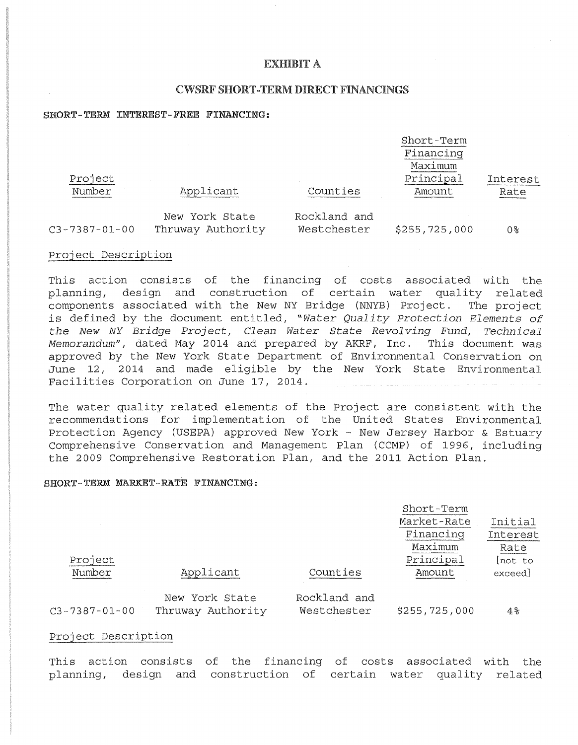# EXHIBIT A

## CWSRF SHORT-TERM DIRECT FINANCINGS

**SHORT-TERM INTEREST-FREE FINANCING:**

| Project Number | Applicant | Counties | Short-Term Financing Maximum Principal Amount | Interest Rate |
|---|---|---|---|---|
| C3-7387-01-00 | New York State Thruway Authority | Rockland and Westchester | $255,725,000 | 0% |

Project Description

This action consists of the financing of costs associated with the planning, design and construction of certain water quality related components associated with the New NY Bridge (NNYB) Project. The project is defined by the document entitled, "*Water Quality Protection Elements of the New NY Bridge Project, Clean Water State Revolving Fund, Technical Memorandum*", dated May 2014 and prepared by AKRF, Inc. This document was approved by the New York State Department of Environmental Conservation on June 12, 2014 and made eligible by the New York State Environmental Facilities Corporation on June 17, 2014.

The water quality related elements of the Project are consistent with the recommendations for implementation of the United States Environmental Protection Agency (USEPA) approved New York - New Jersey Harbor & Estuary Comprehensive Conservation and Management Plan (CCMP) of 1996, including the 2009 Comprehensive Restoration Plan, and the 2011 Action Plan.

**SHORT-TERM MARKET-RATE FINANCING:**

| Project Number | Applicant | Counties | Short-Term Market-Rate Financing Maximum Principal Amount | Initial Interest Rate [not to exceed] |
|---|---|---|---|---|
| C3-7387-01-00 | New York State Thruway Authority | Rockland and Westchester | $255,725,000 | 4% |

Project Description

This action consists of the financing of costs associated with the planning, design and construction of certain water quality related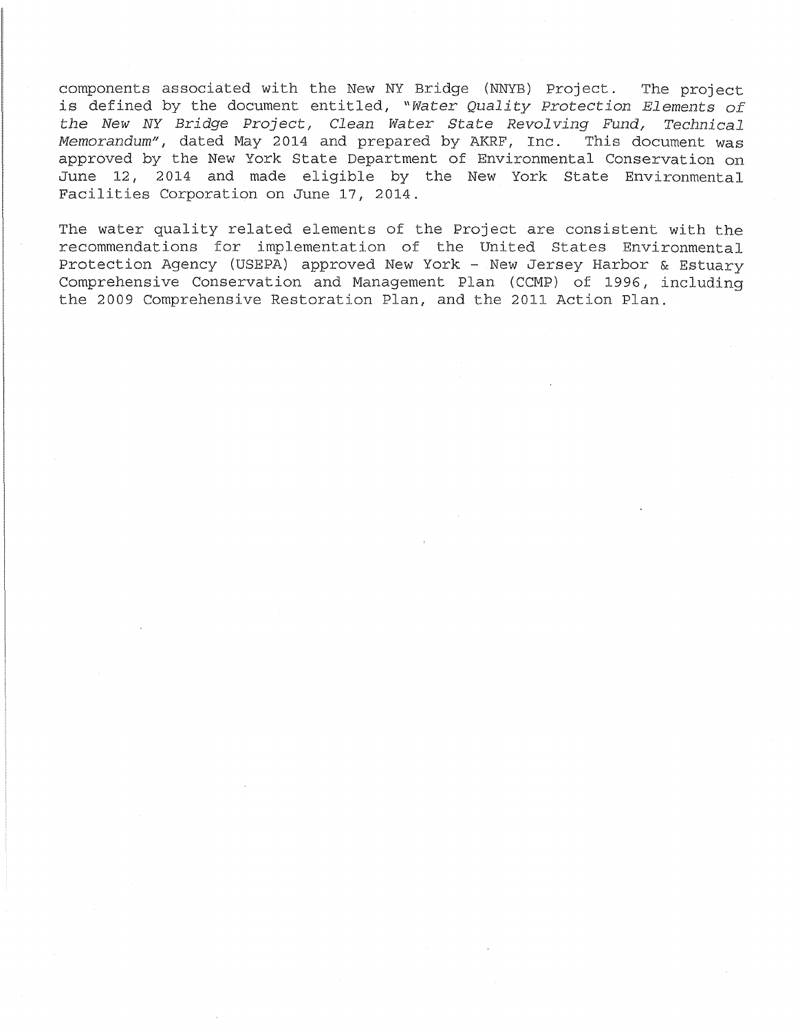components associated with the New NY Bridge (NNYB) Project. The project is defined by the document entitled, "*Water Quality Protection Elements of the New NY Bridge Project, Clean Water State Revolving Fund, Technical Memorandum*", dated May 2014 and prepared by AKRF, Inc. This document was approved by the New York State Department of Environmental Conservation on June 12, 2014 and made eligible by the New York State Environmental Facilities Corporation on June 17, 2014.

The water quality related elements of the Project are consistent with the recommendations for implementation of the United States Environmental Protection Agency (USEPA) approved New York - New Jersey Harbor & Estuary Comprehensive Conservation and Management Plan (CCMP) of 1996, including the 2009 Comprehensive Restoration Plan, and the 2011 Action Plan.